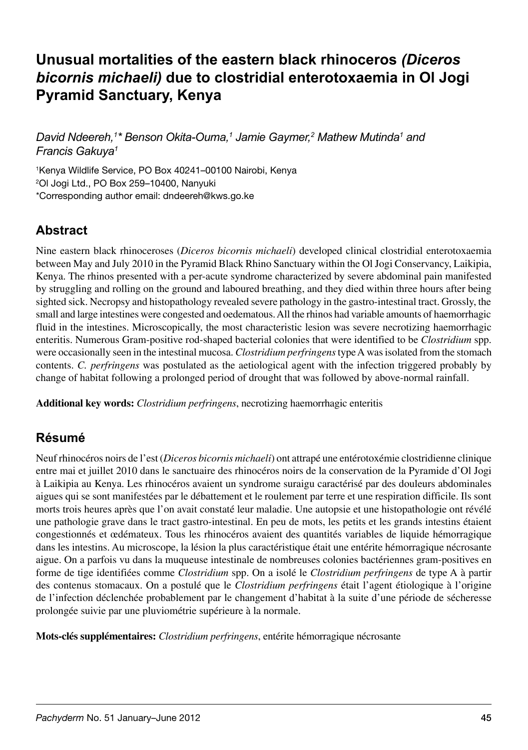# Unusual mortalities of the eastern black rhinoceros *(Diceros bicornis michaeli)* due to clostridial enterotoxaemia in Ol Jogi Pyramid Sanctuary, Kenya

*David Ndeereh,[1]\* Benson Okita-Ouma,[1] Jamie Gaymer,[2] Mathew Mutinda[1] and Francis Gakuya[1]*

[1]Kenya Wildlife Service, PO Box 40241–00100 Nairobi, Kenya
[2]Ol Jogi Ltd., PO Box 259–10400, Nanyuki
\*Corresponding author email: dndeereh@kws.go.ke

## Abstract

Nine eastern black rhinoceroses (*Diceros bicornis michaeli*) developed clinical clostridial enterotoxaemia between May and July 2010 in the Pyramid Black Rhino Sanctuary within the Ol Jogi Conservancy, Laikipia, Kenya. The rhinos presented with a per-acute syndrome characterized by severe abdominal pain manifested by struggling and rolling on the ground and laboured breathing, and they died within three hours after being sighted sick. Necropsy and histopathology revealed severe pathology in the gastro-intestinal tract. Grossly, the small and large intestines were congested and oedematous. All the rhinos had variable amounts of haemorrhagic fluid in the intestines. Microscopically, the most characteristic lesion was severe necrotizing haemorrhagic enteritis. Numerous Gram-positive rod-shaped bacterial colonies that were identified to be *Clostridium* spp. were occasionally seen in the intestinal mucosa. *Clostridium perfringens* type A was isolated from the stomach contents. *C. perfringens* was postulated as the aetiological agent with the infection triggered probably by change of habitat following a prolonged period of drought that was followed by above-normal rainfall.

**Additional key words:** *Clostridium perfringens*, necrotizing haemorrhagic enteritis

## Résumé

Neuf rhinocéros noirs de l'est (*Diceros bicornis michaeli*) ont attrapé une entérotoxémie clostridienne clinique entre mai et juillet 2010 dans le sanctuaire des rhinocéros noirs de la conservation de la Pyramide d'Ol Jogi à Laikipia au Kenya. Les rhinocéros avaient un syndrome suraigu caractérisé par des douleurs abdominales aigues qui se sont manifestées par le débattement et le roulement par terre et une respiration difficile. Ils sont morts trois heures après que l'on avait constaté leur maladie. Une autopsie et une histopathologie ont révélé une pathologie grave dans le tract gastro-intestinal. En peu de mots, les petits et les grands intestins étaient congestionnés et œdémateux. Tous les rhinocéros avaient des quantités variables de liquide hémorragique dans les intestins. Au microscope, la lésion la plus caractéristique était une entérite hémorragique nécrosante aigue. On a parfois vu dans la muqueuse intestinale de nombreuses colonies bactériennes gram-positives en forme de tige identifiées comme *Clostridium* spp. On a isolé le *Clostridium perfringens* de type A à partir des contenus stomacaux. On a postulé que le *Clostridium perfringens* était l'agent étiologique à l'origine de l'infection déclenchée probablement par le changement d'habitat à la suite d'une période de sécheresse prolongée suivie par une pluviométrie supérieure à la normale.

**Mots-clés supplémentaires:** *Clostridium perfringens*, entérite hémorragique nécrosante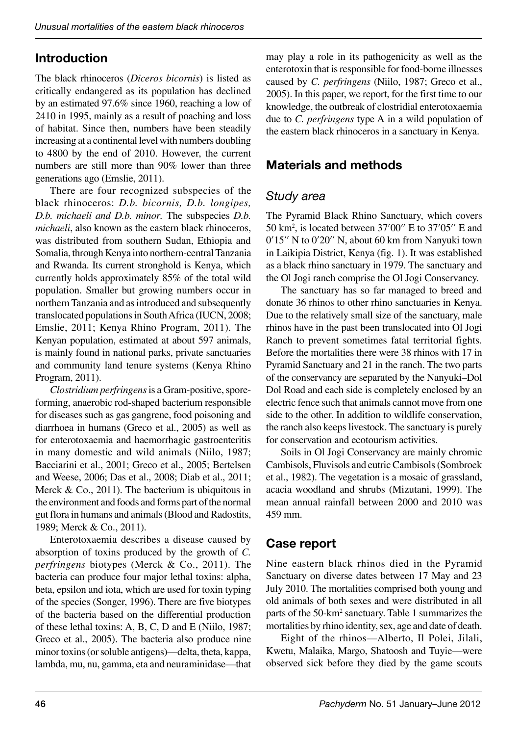## Introduction

The black rhinoceros (*Diceros bicornis*) is listed as critically endangered as its population has declined by an estimated 97.6% since 1960, reaching a low of 2410 in 1995, mainly as a result of poaching and loss of habitat. Since then, numbers have been steadily increasing at a continental level with numbers doubling to 4800 by the end of 2010. However, the current numbers are still more than 90% lower than three generations ago (Emslie, 2011).

There are four recognized subspecies of the black rhinoceros: *D.b. bicornis, D.b. longipes, D.b. michaeli and D.b. minor*. The subspecies *D.b. michaeli*, also known as the eastern black rhinoceros, was distributed from southern Sudan, Ethiopia and Somalia, through Kenya into northern-central Tanzania and Rwanda. Its current stronghold is Kenya, which currently holds approximately 85% of the total wild population. Smaller but growing numbers occur in northern Tanzania and as introduced and subsequently translocated populations in South Africa (IUCN, 2008; Emslie, 2011; Kenya Rhino Program, 2011). The Kenyan population, estimated at about 597 animals, is mainly found in national parks, private sanctuaries and community land tenure systems (Kenya Rhino Program, 2011).

*Clostridium perfringens* is a Gram-positive, spore-forming, anaerobic rod-shaped bacterium responsible for diseases such as gas gangrene, food poisoning and diarrhoea in humans (Greco et al., 2005) as well as for enterotoxaemia and haemorrhagic gastroenteritis in many domestic and wild animals (Niilo, 1987; Bacciarini et al., 2001; Greco et al., 2005; Bertelsen and Weese, 2006; Das et al., 2008; Diab et al., 2011; Merck & Co., 2011). The bacterium is ubiquitous in the environment and foods and forms part of the normal gut flora in humans and animals (Blood and Radostits, 1989; Merck & Co., 2011).

Enterotoxaemia describes a disease caused by absorption of toxins produced by the growth of *C. perfringens* biotypes (Merck & Co., 2011). The bacteria can produce four major lethal toxins: alpha, beta, epsilon and iota, which are used for toxin typing of the species (Songer, 1996). There are five biotypes of the bacteria based on the differential production of these lethal toxins: A, B, C, D and E (Niilo, 1987; Greco et al., 2005). The bacteria also produce nine minor toxins (or soluble antigens)—delta, theta, kappa, lambda, mu, nu, gamma, eta and neuraminidase—that may play a role in its pathogenicity as well as the enterotoxin that is responsible for food-borne illnesses caused by *C. perfringens* (Niilo, 1987; Greco et al., 2005). In this paper, we report, for the first time to our knowledge, the outbreak of clostridial enterotoxaemia due to *C. perfringens* type A in a wild population of the eastern black rhinoceros in a sanctuary in Kenya.

## Materials and methods

### Study area

The Pyramid Black Rhino Sanctuary, which covers 50 km$^2$, is located between 37′00″ E to 37′05″ E and 0′15″ N to 0′20″ N, about 60 km from Nanyuki town in Laikipia District, Kenya (fig. 1). It was established as a black rhino sanctuary in 1979. The sanctuary and the Ol Jogi ranch comprise the Ol Jogi Conservancy.

The sanctuary has so far managed to breed and donate 36 rhinos to other rhino sanctuaries in Kenya. Due to the relatively small size of the sanctuary, male rhinos have in the past been translocated into Ol Jogi Ranch to prevent sometimes fatal territorial fights. Before the mortalities there were 38 rhinos with 17 in Pyramid Sanctuary and 21 in the ranch. The two parts of the conservancy are separated by the Nanyuki–Dol Dol Road and each side is completely enclosed by an electric fence such that animals cannot move from one side to the other. In addition to wildlife conservation, the ranch also keeps livestock. The sanctuary is purely for conservation and ecotourism activities.

Soils in Ol Jogi Conservancy are mainly chromic Cambisols, Fluvisols and eutric Cambisols (Sombroek et al., 1982). The vegetation is a mosaic of grassland, acacia woodland and shrubs (Mizutani, 1999). The mean annual rainfall between 2000 and 2010 was 459 mm.

## Case report

Nine eastern black rhinos died in the Pyramid Sanctuary on diverse dates between 17 May and 23 July 2010. The mortalities comprised both young and old animals of both sexes and were distributed in all parts of the 50-km$^2$ sanctuary. Table 1 summarizes the mortalities by rhino identity, sex, age and date of death.

Eight of the rhinos—Alberto, Il Polei, Jilali, Kwetu, Malaika, Margo, Shatoosh and Tuyie—were observed sick before they died by the game scouts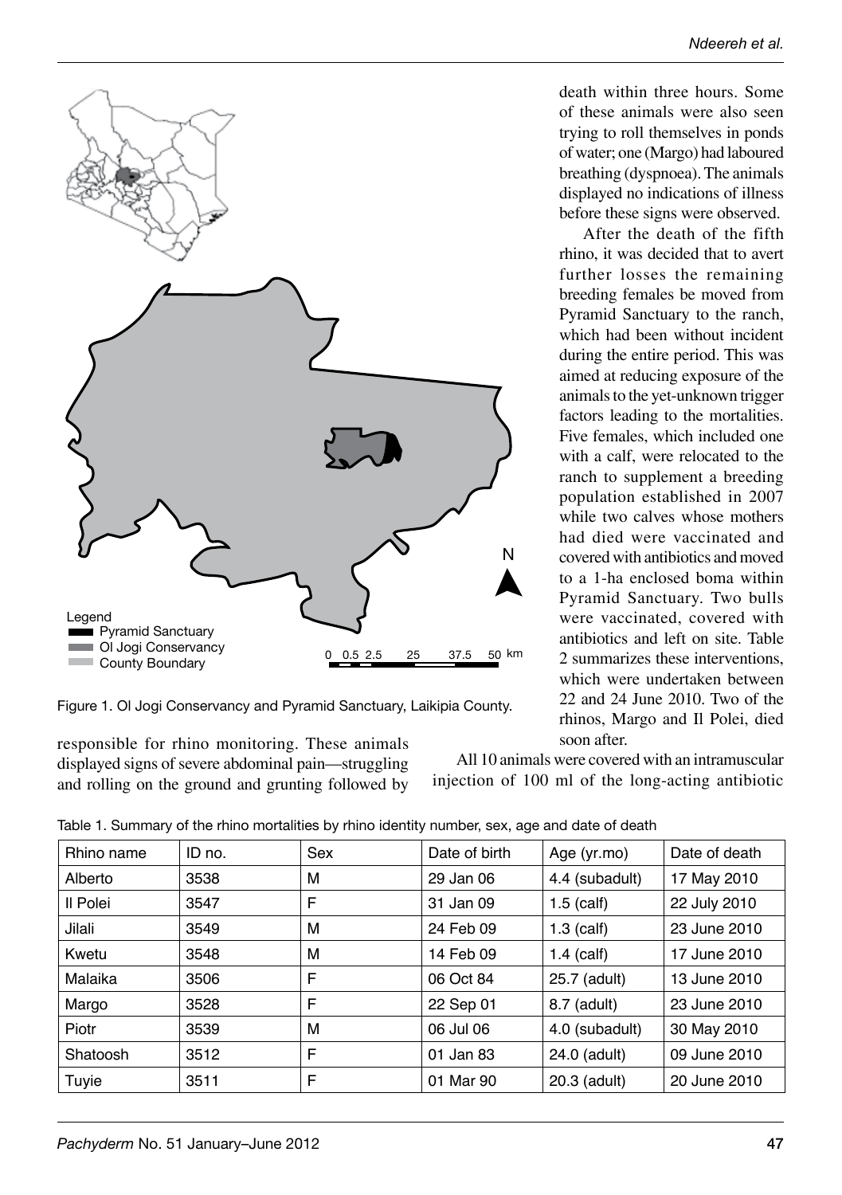Figure 1. Ol Jogi Conservancy and Pyramid Sanctuary, Laikipia County.

responsible for rhino monitoring. These animals displayed signs of severe abdominal pain—struggling and rolling on the ground and grunting followed by death within three hours. Some of these animals were also seen trying to roll themselves in ponds of water; one (Margo) had laboured breathing (dyspnoea). The animals displayed no indications of illness before these signs were observed.

After the death of the fifth rhino, it was decided that to avert further losses the remaining breeding females be moved from Pyramid Sanctuary to the ranch, which had been without incident during the entire period. This was aimed at reducing exposure of the animals to the yet-unknown trigger factors leading to the mortalities. Five females, which included one with a calf, were relocated to the ranch to supplement a breeding population established in 2007 while two calves whose mothers had died were vaccinated and covered with antibiotics and moved to a 1-ha enclosed boma within Pyramid Sanctuary. Two bulls were vaccinated, covered with antibiotics and left on site. Table 2 summarizes these interventions, which were undertaken between 22 and 24 June 2010. Two of the rhinos, Margo and Il Polei, died soon after.

All 10 animals were covered with an intramuscular injection of 100 ml of the long-acting antibiotic

Table 1. Summary of the rhino mortalities by rhino identity number, sex, age and date of death

| Rhino name | ID no. | Sex | Date of birth | Age (yr.mo) | Date of death |
|---|---|---|---|---|---|
| Alberto | 3538 | M | 29 Jan 06 | 4.4 (subadult) | 17 May 2010 |
| Il Polei | 3547 | F | 31 Jan 09 | 1.5 (calf) | 22 July 2010 |
| Jilali | 3549 | M | 24 Feb 09 | 1.3 (calf) | 23 June 2010 |
| Kwetu | 3548 | M | 14 Feb 09 | 1.4 (calf) | 17 June 2010 |
| Malaika | 3506 | F | 06 Oct 84 | 25.7 (adult) | 13 June 2010 |
| Margo | 3528 | F | 22 Sep 01 | 8.7 (adult) | 23 June 2010 |
| Piotr | 3539 | M | 06 Jul 06 | 4.0 (subadult) | 30 May 2010 |
| Shatoosh | 3512 | F | 01 Jan 83 | 24.0 (adult) | 09 June 2010 |
| Tuyie | 3511 | F | 01 Mar 90 | 20.3 (adult) | 20 June 2010 |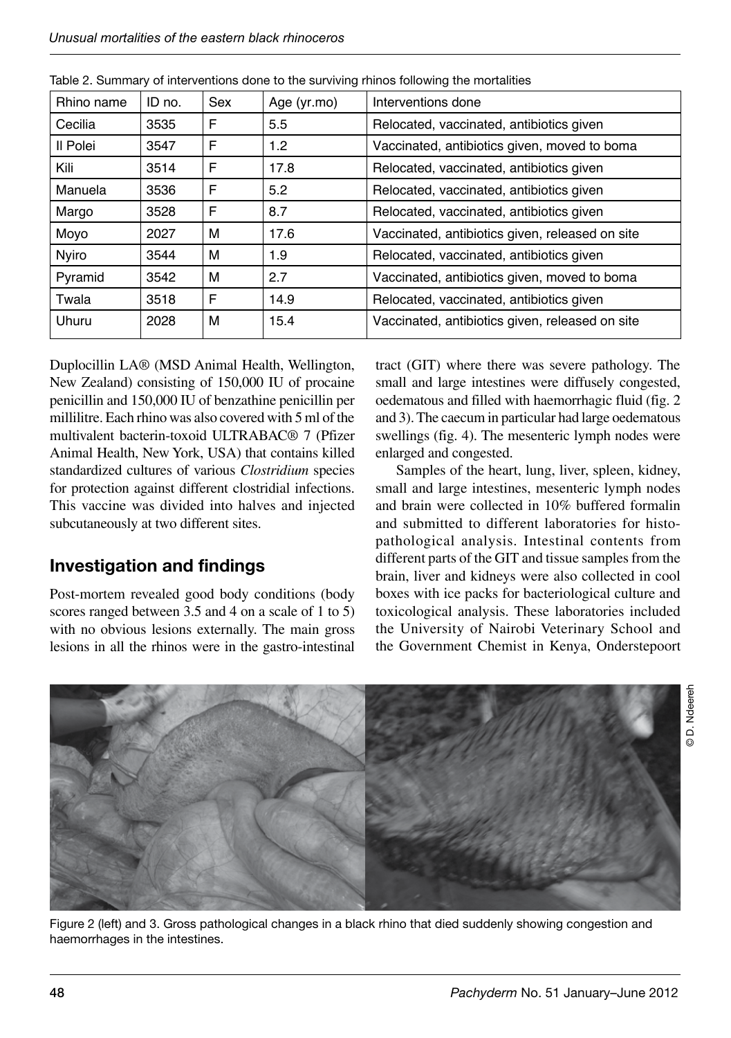Table 2. Summary of interventions done to the surviving rhinos following the mortalities

| Rhino name | ID no. | Sex | Age (yr.mo) | Interventions done |
|---|---|---|---|---|
| Cecilia | 3535 | F | 5.5 | Relocated, vaccinated, antibiotics given |
| Il Polei | 3547 | F | 1.2 | Vaccinated, antibiotics given, moved to boma |
| Kili | 3514 | F | 17.8 | Relocated, vaccinated, antibiotics given |
| Manuela | 3536 | F | 5.2 | Relocated, vaccinated, antibiotics given |
| Margo | 3528 | F | 8.7 | Relocated, vaccinated, antibiotics given |
| Moyo | 2027 | M | 17.6 | Vaccinated, antibiotics given, released on site |
| Nyiro | 3544 | M | 1.9 | Relocated, vaccinated, antibiotics given |
| Pyramid | 3542 | M | 2.7 | Vaccinated, antibiotics given, moved to boma |
| Twala | 3518 | F | 14.9 | Relocated, vaccinated, antibiotics given |
| Uhuru | 2028 | M | 15.4 | Vaccinated, antibiotics given, released on site |

Duplocillin LA® (MSD Animal Health, Wellington, New Zealand) consisting of 150,000 IU of procaine penicillin and 150,000 IU of benzathine penicillin per millilitre. Each rhino was also covered with 5 ml of the multivalent bacterin-toxoid ULTRABAC® 7 (Pfizer Animal Health, New York, USA) that contains killed standardized cultures of various *Clostridium* species for protection against different clostridial infections. This vaccine was divided into halves and injected subcutaneously at two different sites.

## Investigation and findings

Post-mortem revealed good body conditions (body scores ranged between 3.5 and 4 on a scale of 1 to 5) with no obvious lesions externally. The main gross lesions in all the rhinos were in the gastro-intestinal tract (GIT) where there was severe pathology. The small and large intestines were diffusely congested, oedematous and filled with haemorrhagic fluid (fig. 2 and 3). The caecum in particular had large oedematous swellings (fig. 4). The mesenteric lymph nodes were enlarged and congested.

Samples of the heart, lung, liver, spleen, kidney, small and large intestines, mesenteric lymph nodes and brain were collected in 10% buffered formalin and submitted to different laboratories for histopathological analysis. Intestinal contents from different parts of the GIT and tissue samples from the brain, liver and kidneys were also collected in cool boxes with ice packs for bacteriological culture and toxicological analysis. These laboratories included the University of Nairobi Veterinary School and the Government Chemist in Kenya, Onderstepoort

© D. Ndeereh

Figure 2 (left) and 3. Gross pathological changes in a black rhino that died suddenly showing congestion and haemorrhages in the intestines.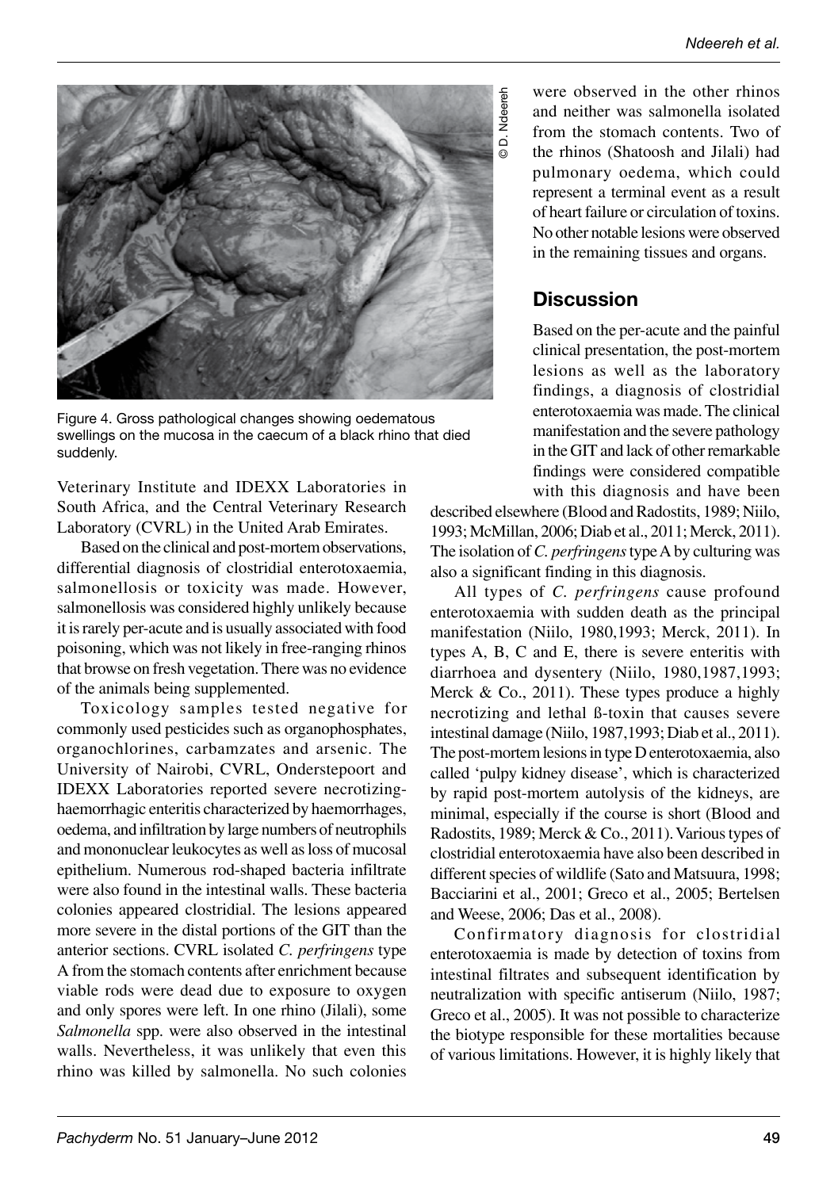Figure 4. Gross pathological changes showing oedematous swellings on the mucosa in the caecum of a black rhino that died suddenly.

Veterinary Institute and IDEXX Laboratories in South Africa, and the Central Veterinary Research Laboratory (CVRL) in the United Arab Emirates.

Based on the clinical and post-mortem observations, differential diagnosis of clostridial enterotoxaemia, salmonellosis or toxicity was made. However, salmonellosis was considered highly unlikely because it is rarely per-acute and is usually associated with food poisoning, which was not likely in free-ranging rhinos that browse on fresh vegetation. There was no evidence of the animals being supplemented.

Toxicology samples tested negative for commonly used pesticides such as organophosphates, organochlorines, carbamzates and arsenic. The University of Nairobi, CVRL, Onderstepoort and IDEXX Laboratories reported severe necrotizing-haemorrhagic enteritis characterized by haemorrhages, oedema, and infiltration by large numbers of neutrophils and mononuclear leukocytes as well as loss of mucosal epithelium. Numerous rod-shaped bacteria infiltrate were also found in the intestinal walls. These bacteria colonies appeared clostridial. The lesions appeared more severe in the distal portions of the GIT than the anterior sections. CVRL isolated *C. perfringens* type A from the stomach contents after enrichment because viable rods were dead due to exposure to oxygen and only spores were left. In one rhino (Jilali), some *Salmonella* spp. were also observed in the intestinal walls. Nevertheless, it was unlikely that even this rhino was killed by salmonella. No such colonies were observed in the other rhinos and neither was salmonella isolated from the stomach contents. Two of the rhinos (Shatoosh and Jilali) had pulmonary oedema, which could represent a terminal event as a result of heart failure or circulation of toxins. No other notable lesions were observed in the remaining tissues and organs.

## Discussion

Based on the per-acute and the painful clinical presentation, the post-mortem lesions as well as the laboratory findings, a diagnosis of clostridial enterotoxaemia was made. The clinical manifestation and the severe pathology in the GIT and lack of other remarkable findings were considered compatible with this diagnosis and have been described elsewhere (Blood and Radostits, 1989; Niilo, 1993; McMillan, 2006; Diab et al., 2011; Merck, 2011). The isolation of *C. perfringens* type A by culturing was also a significant finding in this diagnosis.

All types of *C. perfringens* cause profound enterotoxaemia with sudden death as the principal manifestation (Niilo, 1980,1993; Merck, 2011). In types A, B, C and E, there is severe enteritis with diarrhoea and dysentery (Niilo, 1980,1987,1993; Merck & Co., 2011). These types produce a highly necrotizing and lethal ß-toxin that causes severe intestinal damage (Niilo, 1987,1993; Diab et al., 2011). The post-mortem lesions in type D enterotoxaemia, also called 'pulpy kidney disease', which is characterized by rapid post-mortem autolysis of the kidneys, are minimal, especially if the course is short (Blood and Radostits, 1989; Merck & Co., 2011). Various types of clostridial enterotoxaemia have also been described in different species of wildlife (Sato and Matsuura, 1998; Bacciarini et al., 2001; Greco et al., 2005; Bertelsen and Weese, 2006; Das et al., 2008).

Confirmatory diagnosis for clostridial enterotoxaemia is made by detection of toxins from intestinal filtrates and subsequent identification by neutralization with specific antiserum (Niilo, 1987; Greco et al., 2005). It was not possible to characterize the biotype responsible for these mortalities because of various limitations. However, it is highly likely that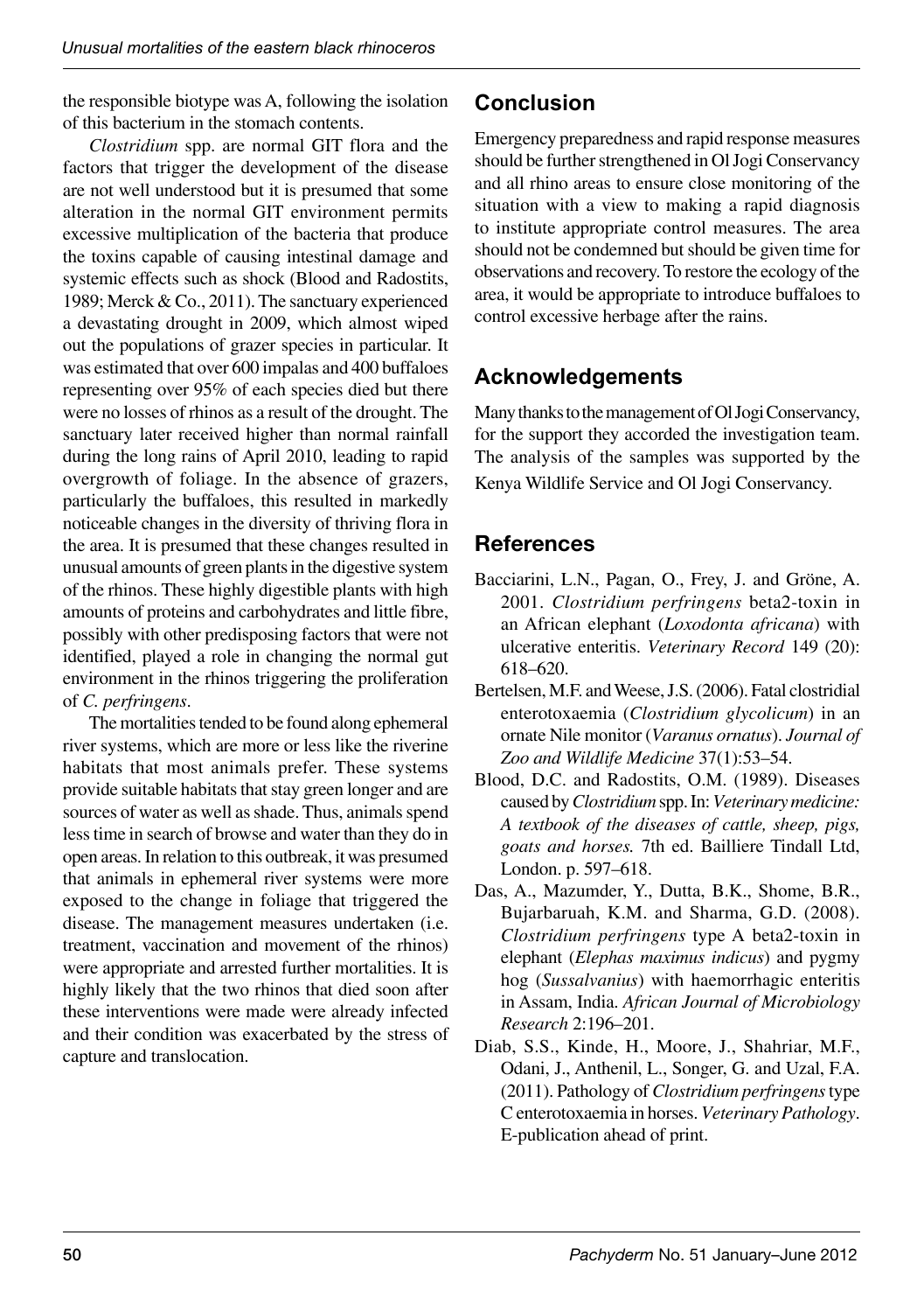the responsible biotype was A, following the isolation of this bacterium in the stomach contents.

*Clostridium* spp. are normal GIT flora and the factors that trigger the development of the disease are not well understood but it is presumed that some alteration in the normal GIT environment permits excessive multiplication of the bacteria that produce the toxins capable of causing intestinal damage and systemic effects such as shock (Blood and Radostits, 1989; Merck & Co., 2011). The sanctuary experienced a devastating drought in 2009, which almost wiped out the populations of grazer species in particular. It was estimated that over 600 impalas and 400 buffaloes representing over 95% of each species died but there were no losses of rhinos as a result of the drought. The sanctuary later received higher than normal rainfall during the long rains of April 2010, leading to rapid overgrowth of foliage. In the absence of grazers, particularly the buffaloes, this resulted in markedly noticeable changes in the diversity of thriving flora in the area. It is presumed that these changes resulted in unusual amounts of green plants in the digestive system of the rhinos. These highly digestible plants with high amounts of proteins and carbohydrates and little fibre, possibly with other predisposing factors that were not identified, played a role in changing the normal gut environment in the rhinos triggering the proliferation of *C. perfringens*.

The mortalities tended to be found along ephemeral river systems, which are more or less like the riverine habitats that most animals prefer. These systems provide suitable habitats that stay green longer and are sources of water as well as shade. Thus, animals spend less time in search of browse and water than they do in open areas. In relation to this outbreak, it was presumed that animals in ephemeral river systems were more exposed to the change in foliage that triggered the disease. The management measures undertaken (i.e. treatment, vaccination and movement of the rhinos) were appropriate and arrested further mortalities. It is highly likely that the two rhinos that died soon after these interventions were made were already infected and their condition was exacerbated by the stress of capture and translocation.

## Conclusion

Emergency preparedness and rapid response measures should be further strengthened in Ol Jogi Conservancy and all rhino areas to ensure close monitoring of the situation with a view to making a rapid diagnosis to institute appropriate control measures. The area should not be condemned but should be given time for observations and recovery. To restore the ecology of the area, it would be appropriate to introduce buffaloes to control excessive herbage after the rains.

## Acknowledgements

Many thanks to the management of Ol Jogi Conservancy, for the support they accorded the investigation team. The analysis of the samples was supported by the Kenya Wildlife Service and Ol Jogi Conservancy.

## References

Bacciarini, L.N., Pagan, O., Frey, J. and Gröne, A. 2001. *Clostridium perfringens* beta2-toxin in an African elephant (*Loxodonta africana*) with ulcerative enteritis. *Veterinary Record* 149 (20): 618–620.

Bertelsen, M.F. and Weese, J.S. (2006). Fatal clostridial enterotoxaemia (*Clostridium glycolicum*) in an ornate Nile monitor (*Varanus ornatus*). *Journal of Zoo and Wildlife Medicine* 37(1):53–54.

Blood, D.C. and Radostits, O.M. (1989). Diseases caused by *Clostridium* spp. In: *Veterinary medicine: A textbook of the diseases of cattle, sheep, pigs, goats and horses.* 7th ed. Bailliere Tindall Ltd, London. p. 597–618.

Das, A., Mazumder, Y., Dutta, B.K., Shome, B.R., Bujarbaruah, K.M. and Sharma, G.D. (2008). *Clostridium perfringens* type A beta2-toxin in elephant (*Elephas maximus indicus*) and pygmy hog (*Sussalvanius*) with haemorrhagic enteritis in Assam, India. *African Journal of Microbiology Research* 2:196–201.

Diab, S.S., Kinde, H., Moore, J., Shahriar, M.F., Odani, J., Anthenil, L., Songer, G. and Uzal, F.A. (2011). Pathology of *Clostridium perfringens* type C enterotoxaemia in horses. *Veterinary Pathology*. E-publication ahead of print.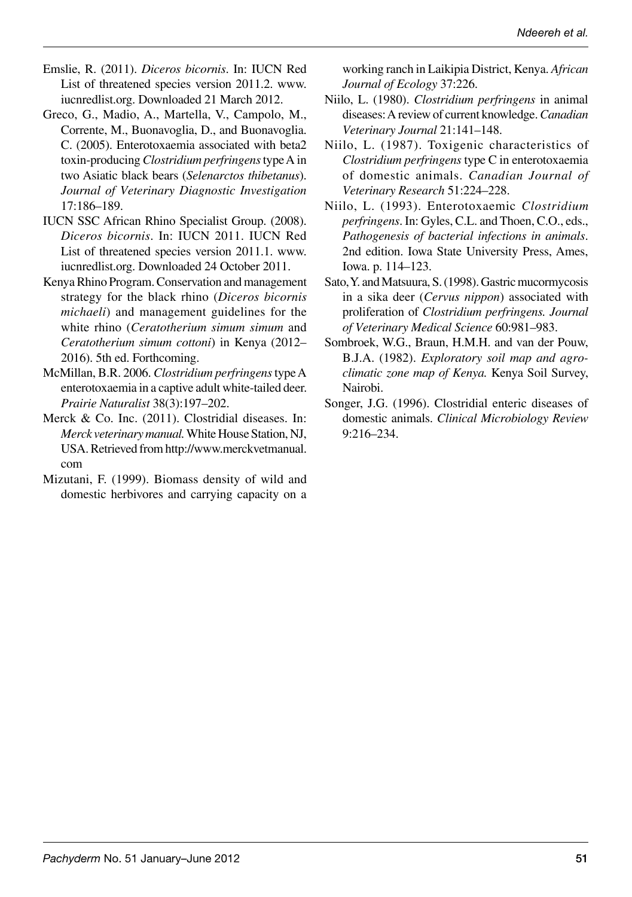Emslie, R. (2011). *Diceros bicornis*. In: IUCN Red List of threatened species version 2011.2. www.iucnredlist.org. Downloaded 21 March 2012.

Greco, G., Madio, A., Martella, V., Campolo, M., Corrente, M., Buonavoglia, D., and Buonavoglia. C. (2005). Enterotoxaemia associated with beta2 toxin-producing *Clostridium perfringens* type A in two Asiatic black bears (*Selenarctos thibetanus*). *Journal of Veterinary Diagnostic Investigation* 17:186–189.

IUCN SSC African Rhino Specialist Group. (2008). *Diceros bicornis*. In: IUCN 2011. IUCN Red List of threatened species version 2011.1. www.iucnredlist.org. Downloaded 24 October 2011.

Kenya Rhino Program. Conservation and management strategy for the black rhino (*Diceros bicornis michaeli*) and management guidelines for the white rhino (*Ceratotherium simum simum* and *Ceratotherium simum cottoni*) in Kenya (2012–2016). 5th ed. Forthcoming.

McMillan, B.R. 2006. *Clostridium perfringens* type A enterotoxaemia in a captive adult white-tailed deer. *Prairie Naturalist* 38(3):197–202.

Merck & Co. Inc. (2011). Clostridial diseases. In: *Merck veterinary manual.* White House Station, NJ, USA. Retrieved from http://www.merckvetmanual.com

Mizutani, F. (1999). Biomass density of wild and domestic herbivores and carrying capacity on a working ranch in Laikipia District, Kenya. *African Journal of Ecology* 37:226.

Niilo, L. (1980). *Clostridium perfringens* in animal diseases: A review of current knowledge. *Canadian Veterinary Journal* 21:141–148.

Niilo, L. (1987). Toxigenic characteristics of *Clostridium perfringens* type C in enterotoxaemia of domestic animals. *Canadian Journal of Veterinary Research* 51:224–228.

Niilo, L. (1993). Enterotoxaemic *Clostridium perfringens*. In: Gyles, C.L. and Thoen, C.O., eds., *Pathogenesis of bacterial infections in animals*. 2nd edition. Iowa State University Press, Ames, Iowa. p. 114–123.

Sato, Y. and Matsuura, S. (1998). Gastric mucormycosis in a sika deer (*Cervus nippon*) associated with proliferation of *Clostridium perfringens. Journal of Veterinary Medical Science* 60:981–983.

Sombroek, W.G., Braun, H.M.H. and van der Pouw, B.J.A. (1982). *Exploratory soil map and agro-climatic zone map of Kenya.* Kenya Soil Survey, Nairobi.

Songer, J.G. (1996). Clostridial enteric diseases of domestic animals. *Clinical Microbiology Review* 9:216–234.